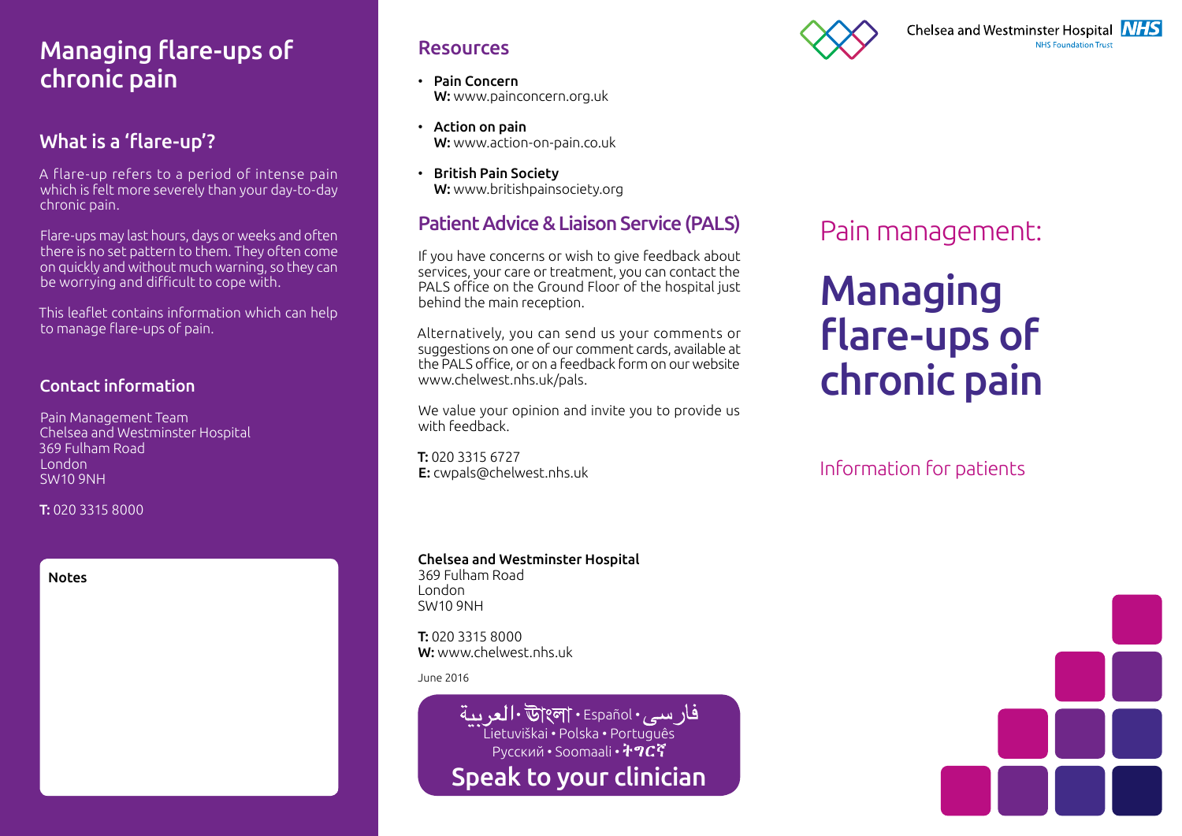# Managing flare-ups of chronic pain

## What is a 'flare-up'?

A flare-up refers to a period of intense pain which is felt more severely than your day-to-day chronic pain.

Flare-ups may last hours, days or weeks and often there is no set pattern to them. They often come on quickly and without much warning, so they can be worrying and difficult to cope with.

This leaflet contains information which can help to manage flare-ups of pain.

## Contact information

Pain Management Team
Chelsea and Westminster Hospital
369 Fulham Road
London
SW10 9NH

**T:** 020 3315 8000

**Notes**

## Resources

- **Pain Concern**
  **W:** www.painconcern.org.uk
- **Action on pain**
  **W:** www.action-on-pain.co.uk
- **British Pain Society**
  **W:** www.britishpainsociety.org

## Patient Advice & Liaison Service (PALS)

If you have concerns or wish to give feedback about services, your care or treatment, you can contact the PALS office on the Ground Floor of the hospital just behind the main reception.

Alternatively, you can send us your comments or suggestions on one of our comment cards, available at the PALS office, or on a feedback form on our website www.chelwest.nhs.uk/pals.

We value your opinion and invite you to provide us with feedback.

**T:** 020 3315 6727
**E:** cwpals@chelwest.nhs.uk

**Chelsea and Westminster Hospital**
369 Fulham Road
London
SW10 9NH

**T:** 020 3315 8000
**W:** www.chelwest.nhs.uk

June 2016

العربية • বাংলা • Español • فارسی
Lietuviškai • Polska • Português
Русский • Soomaali • ትግርኛ
**Speak to your clinician**

Chelsea and Westminster Hospital NHS
NHS Foundation Trust

Pain management:

# Managing flare-ups of chronic pain

Information for patients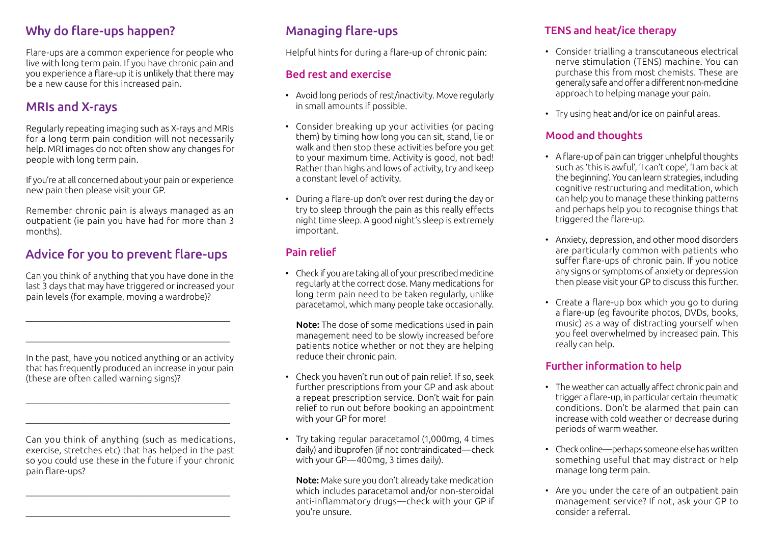## Why do flare-ups happen?

Flare-ups are a common experience for people who live with long term pain. If you have chronic pain and you experience a flare-up it is unlikely that there may be a new cause for this increased pain.

## MRIs and X-rays

Regularly repeating imaging such as X-rays and MRIs for a long term pain condition will not necessarily help. MRI images do not often show any changes for people with long term pain.

If you're at all concerned about your pain or experience new pain then please visit your GP.

Remember chronic pain is always managed as an outpatient (ie pain you have had for more than 3 months).

## Advice for you to prevent flare-ups

Can you think of anything that you have done in the last 3 days that may have triggered or increased your pain levels (for example, moving a wardrobe)?

\_\_\_\_\_\_\_\_\_\_\_\_\_\_\_\_\_\_\_\_\_\_\_\_\_\_\_\_\_\_\_\_\_\_\_\_\_\_\_\_

\_\_\_\_\_\_\_\_\_\_\_\_\_\_\_\_\_\_\_\_\_\_\_\_\_\_\_\_\_\_\_\_\_\_\_\_\_\_\_\_

In the past, have you noticed anything or an activity that has frequently produced an increase in your pain (these are often called warning signs)?

\_\_\_\_\_\_\_\_\_\_\_\_\_\_\_\_\_\_\_\_\_\_\_\_\_\_\_\_\_\_\_\_\_\_\_\_\_\_\_\_

\_\_\_\_\_\_\_\_\_\_\_\_\_\_\_\_\_\_\_\_\_\_\_\_\_\_\_\_\_\_\_\_\_\_\_\_\_\_\_\_

Can you think of anything (such as medications, exercise, stretches etc) that has helped in the past so you could use these in the future if your chronic pain flare-ups?

\_\_\_\_\_\_\_\_\_\_\_\_\_\_\_\_\_\_\_\_\_\_\_\_\_\_\_\_\_\_\_\_\_\_\_\_\_\_\_\_

\_\_\_\_\_\_\_\_\_\_\_\_\_\_\_\_\_\_\_\_\_\_\_\_\_\_\_\_\_\_\_\_\_\_\_\_\_\_\_\_

## Managing flare-ups

Helpful hints for during a flare-up of chronic pain:

### Bed rest and exercise

- Avoid long periods of rest/inactivity. Move regularly in small amounts if possible.
- Consider breaking up your activities (or pacing them) by timing how long you can sit, stand, lie or walk and then stop these activities before you get to your maximum time. Activity is good, not bad! Rather than highs and lows of activity, try and keep a constant level of activity.
- During a flare-up don't over rest during the day or try to sleep through the pain as this really effects night time sleep. A good night's sleep is extremely important.

### Pain relief

- Check if you are taking all of your prescribed medicine regularly at the correct dose. Many medications for long term pain need to be taken regularly, unlike paracetamol, which many people take occasionally.

  **Note:** The dose of some medications used in pain management need to be slowly increased before patients notice whether or not they are helping reduce their chronic pain.
- Check you haven't run out of pain relief. If so, seek further prescriptions from your GP and ask about a repeat prescription service. Don't wait for pain relief to run out before booking an appointment with your GP for more!
- Try taking regular paracetamol (1,000mg, 4 times daily) and ibuprofen (if not contraindicated—check with your GP—400mg, 3 times daily).

  **Note:** Make sure you don't already take medication which includes paracetamol and/or non-steroidal anti-inflammatory drugs—check with your GP if you're unsure.

### TENS and heat/ice therapy

- Consider trialling a transcutaneous electrical nerve stimulation (TENS) machine. You can purchase this from most chemists. These are generally safe and offer a different non-medicine approach to helping manage your pain.
- Try using heat and/or ice on painful areas.

### Mood and thoughts

- A flare-up of pain can trigger unhelpful thoughts such as 'this is awful', 'I can't cope', 'I am back at the beginning'. You can learn strategies, including cognitive restructuring and meditation, which can help you to manage these thinking patterns and perhaps help you to recognise things that triggered the flare-up.
- Anxiety, depression, and other mood disorders are particularly common with patients who suffer flare-ups of chronic pain. If you notice any signs or symptoms of anxiety or depression then please visit your GP to discuss this further.
- Create a flare-up box which you go to during a flare-up (eg favourite photos, DVDs, books, music) as a way of distracting yourself when you feel overwhelmed by increased pain. This really can help.

### Further information to help

- The weather can actually affect chronic pain and trigger a flare-up, in particular certain rheumatic conditions. Don't be alarmed that pain can increase with cold weather or decrease during periods of warm weather.
- Check online—perhaps someone else has written something useful that may distract or help manage long term pain.
- Are you under the care of an outpatient pain management service? If not, ask your GP to consider a referral.